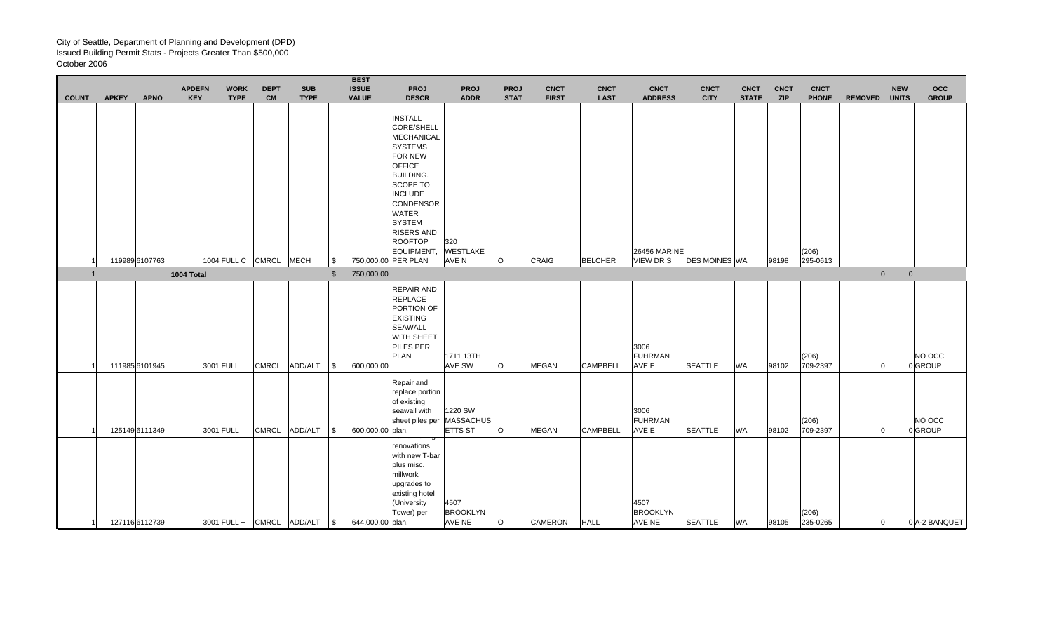City of Seattle, Department of Planning and Development (DPD)
Issued Building Permit Stats - Projects Greater Than $500,000
October 2006

| COUNT | APKEY | APNO | APDEFN KEY | WORK TYPE | DEPT CM | SUB TYPE | BEST ISSUE VALUE | PROJ DESCR | PROJ ADDR | PROJ STAT | CNCT FIRST | CNCT LAST | CNCT ADDRESS | CNCT CITY | CNCT STATE | CNCT ZIP | CNCT PHONE | REMOVED | NEW UNITS | OCC GROUP |
|---|---|---|---|---|---|---|---|---|---|---|---|---|---|---|---|---|---|---|---|---|
| 1 | 119989 | 6107763 | 1004 | FULL C | CMRCL | MECH | $ 750,000.00 | INSTALL CORE/SHELL MECHANICAL SYSTEMS FOR NEW OFFICE BUILDING. SCOPE TO INCLUDE CONDENSOR WATER SYSTEM RISERS AND ROOFTOP EQUIPMENT, PER PLAN | 320 WESTLAKE AVE N | O | CRAIG | BELCHER | 26456 MARINE VIEW DR S | DES MOINES | WA | 98198 | (206) 295-0613 | | | |
| 1 | | | 1004 Total | | | | $ 750,000.00 | | | | | | | | | | | 0 | 0 | |
| 1 | 111985 | 6101945 | 3001 | FULL | CMRCL | ADD/ALT | $ 600,000.00 | REPAIR AND REPLACE PORTION OF EXISTING SEAWALL WITH SHEET PILES PER PLAN | 1711 13TH AVE SW | O | MEGAN | CAMPBELL | 3006 FUHRMAN AVE E | SEATTLE | WA | 98102 | (206) 709-2397 | 0 | 0 | NO OCC GROUP |
| 1 | 125149 | 6111349 | 3001 | FULL | CMRCL | ADD/ALT | $ 600,000.00 | Repair and replace portion of existing seawall with sheet piles per plan. | 1220 SW MASSACHUSETTS ST | O | MEGAN | CAMPBELL | 3006 FUHRMAN AVE E | SEATTLE | WA | 98102 | (206) 709-2397 | 0 | 0 | NO OCC GROUP |
| 1 | 127116 | 6112739 | 3001 | FULL + | CMRCL | ADD/ALT | $ 644,000.00 | Partial ceiling renovations with new T-bar plus misc. millwork upgrades to existing hotel (University Tower) per plan. | 4507 BROOKLYN AVE NE | O | CAMERON | HALL | 4507 BROOKLYN AVE NE | SEATTLE | WA | 98105 | (206) 235-0265 | 0 | 0 | A-2 BANQUET |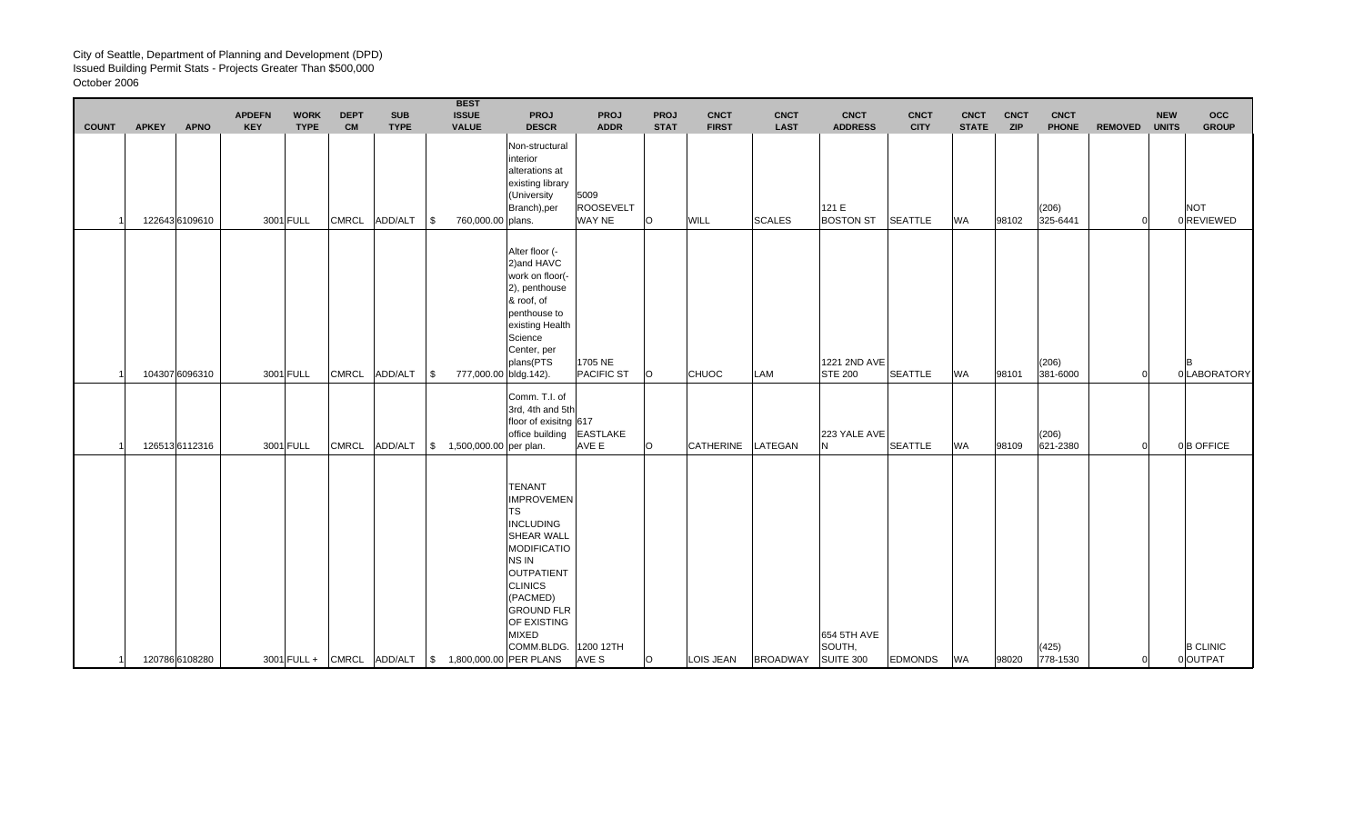City of Seattle, Department of Planning and Development (DPD)
Issued Building Permit Stats - Projects Greater Than $500,000
October 2006

| COUNT | APKEY | APNO | APDEFN KEY | WORK TYPE | DEPT CM | SUB TYPE | BEST ISSUE VALUE | PROJ DESCR | PROJ ADDR | PROJ STAT | CNCT FIRST | CNCT LAST | CNCT ADDRESS | CNCT CITY | CNCT STATE | CNCT ZIP | CNCT PHONE | REMOVED | NEW UNITS | OCC GROUP |
|---|---|---|---|---|---|---|---|---|---|---|---|---|---|---|---|---|---|---|---|---|
| 1 | 122643 | 6109610 | 3001 | FULL | CMRCL | ADD/ALT | $ 760,000.00 | Non-structural interior alterations at existing library (University Branch),per plans. | 5009 ROOSEVELT WAY NE | O | WILL | SCALES | 121 E BOSTON ST | SEATTLE | WA | 98102 | (206) 325-6441 | 0 | 0 | NOT REVIEWED |
| 1 | 104307 | 6096310 | 3001 | FULL | CMRCL | ADD/ALT | $ 777,000.00 | Alter floor (-2)and HAVC work on floor(-2), penthouse & roof, of penthouse to existing Health Science Center, per plans(PTS bldg.142). | 1705 NE PACIFIC ST | O | CHUOC | LAM | 1221 2ND AVE STE 200 | SEATTLE | WA | 98101 | (206) 381-6000 | 0 | 0 | B LABORATORY |
| 1 | 126513 | 6112316 | 3001 | FULL | CMRCL | ADD/ALT | $ 1,500,000.00 | Comm. T.I. of 3rd, 4th and 5th floor of exisitng office building per plan. | 617 EASTLAKE AVE E | O | CATHERINE | LATEGAN | 223 YALE AVE N | SEATTLE | WA | 98109 | (206) 621-2380 | 0 | 0 | B OFFICE |
| 1 | 120786 | 6108280 | 3001 | FULL + | CMRCL | ADD/ALT | $ 1,800,000.00 | TENANT IMPROVEMENTS INCLUDING SHEAR WALL MODIFICATIONS IN OUTPATIENT CLINICS (PACMED) GROUND FLR OF EXISTING MIXED COMM.BLDG. PER PLANS | 1200 12TH AVE S | O | LOIS JEAN | BROADWAY | 654 5TH AVE SOUTH, SUITE 300 | EDMONDS | WA | 98020 | (425) 778-1530 | 0 | 0 | B CLINIC OUTPAT |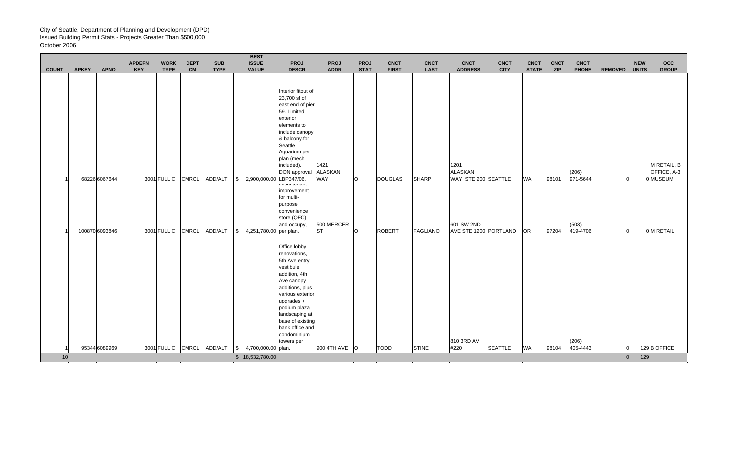City of Seattle, Department of Planning and Development (DPD)
Issued Building Permit Stats - Projects Greater Than $500,000
October 2006

| COUNT | APKEY | APNO | APDEFN KEY | WORK TYPE | DEPT CM | SUB TYPE | BEST ISSUE VALUE | PROJ DESCR | PROJ ADDR | PROJ STAT | CNCT FIRST | CNCT LAST | CNCT ADDRESS | CNCT CITY | CNCT STATE | CNCT ZIP | CNCT PHONE | REMOVED | NEW UNITS | OCC GROUP |
|---|---|---|---|---|---|---|---|---|---|---|---|---|---|---|---|---|---|---|---|---|
| 1 | 68226 | 6067644 | 3001 | FULL C | CMRCL | ADD/ALT | $ 2,900,000.00 | Interior fitout of 23,700 sf of east end of pier 59. Limited exterior elements to include canopy & balcony.for Seattle Aquarium per plan (mech included). DON approval LBP347/06. | 1421 ALASKAN WAY | O | DOUGLAS | SHARP | 1201 ALASKAN WAY STE 200 | SEATTLE | WA | 98101 | (206) 971-5644 | 0 | 0 | M RETAIL, B OFFICE, A-3 MUSEUM |
| 1 | 100870 | 6093846 | 3001 | FULL C | CMRCL | ADD/ALT | $ 4,251,780.00 | Initial tenant improvement for multi-purpose convenience store (QFC) and occupy, per plan. | 500 MERCER ST | O | ROBERT | FAGLIANO | 601 SW 2ND AVE STE 1200 | PORTLAND | OR | 97204 | (503) 419-4706 | 0 | 0 | M RETAIL |
| 1 | 95344 | 6089969 | 3001 | FULL C | CMRCL | ADD/ALT | $ 4,700,000.00 | Office lobby renovations, 5th Ave entry vestibule addition, 4th Ave canopy additions, plus various exterior upgrades + podium plaza landscaping at base of existing bank office and condominium towers per plan. | 900 4TH AVE | O | TODD | STINE | 810 3RD AV #220 | SEATTLE | WA | 98104 | (206) 405-4443 | 0 | 129 | B OFFICE |
| 10 | | | | | | | $ 18,532,780.00 | | | | | | | | | | | 0 | 129 | |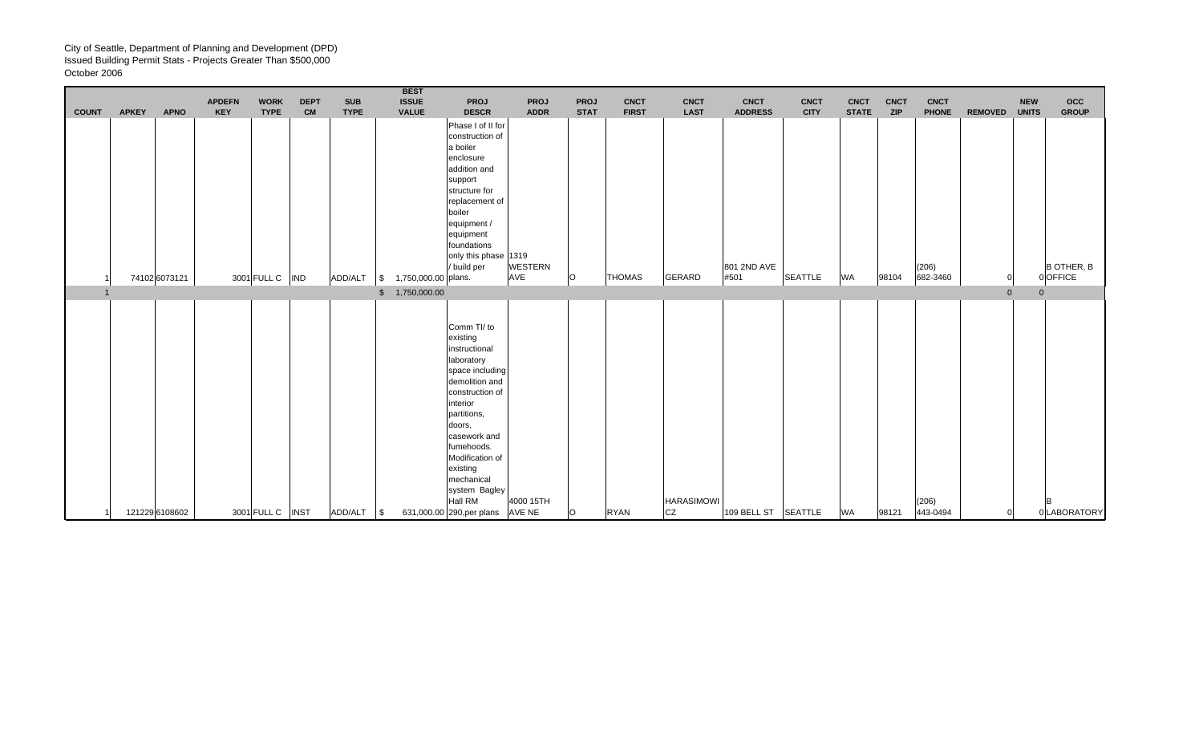City of Seattle, Department of Planning and Development (DPD)
Issued Building Permit Stats - Projects Greater Than $500,000
October 2006

| COUNT | APKEY | APNO | APDEFN KEY | WORK TYPE | DEPT CM | SUB TYPE | BEST ISSUE VALUE | PROJ DESCR | PROJ ADDR | PROJ STAT | CNCT FIRST | CNCT LAST | CNCT ADDRESS | CNCT CITY | CNCT STATE | CNCT ZIP | CNCT PHONE | REMOVED | NEW UNITS | OCC GROUP |
|---|---|---|---|---|---|---|---|---|---|---|---|---|---|---|---|---|---|---|---|---|
| 1 | 74102 | 6073121 | 3001 | FULL C | IND | ADD/ALT | $ 1,750,000.00 | Phase I of II for construction of a boiler enclosure addition and support structure for replacement of boiler equipment / equipment foundations only this phase / build per plans. | 1319 WESTERN AVE | O | THOMAS | GERARD | 801 2ND AVE #501 | SEATTLE | WA | 98104 | (206) 682-3460 | 0 | 0 | B OTHER, B OFFICE |
| 1 | | | | | | | $ 1,750,000.00 | | | | | | | | | | | 0 | 0 | |
| 1 | 121229 | 6108602 | 3001 | FULL C | INST | ADD/ALT | $ 631,000.00 | Comm TI/ to existing instructional laboratory space including demolition and construction of interior partitions, doors, casework and fumehoods. Modification of existing mechanical system Bagley Hall RM 290,per plans | 4000 15TH AVE NE | O | RYAN | HARASIMOWICZ | 109 BELL ST | SEATTLE | WA | 98121 | (206) 443-0494 | 0 | 0 | B LABORATORY |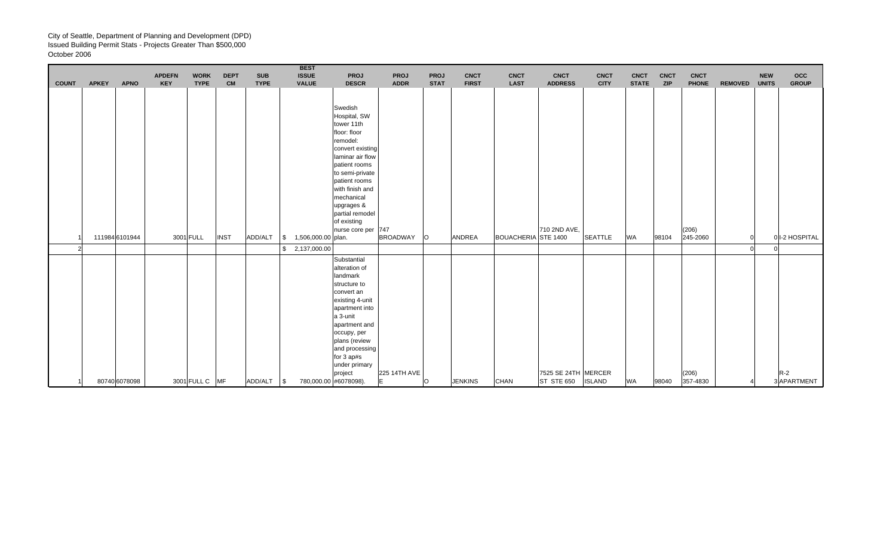City of Seattle, Department of Planning and Development (DPD)
Issued Building Permit Stats - Projects Greater Than $500,000
October 2006

| COUNT | APKEY | APNO | APDEFN KEY | WORK TYPE | DEPT CM | SUB TYPE | BEST ISSUE VALUE | PROJ DESCR | PROJ ADDR | PROJ STAT | CNCT FIRST | CNCT LAST | CNCT ADDRESS | CNCT CITY | CNCT STATE | CNCT ZIP | CNCT PHONE | REMOVED | NEW UNITS | OCC GROUP |
|---|---|---|---|---|---|---|---|---|---|---|---|---|---|---|---|---|---|---|---|---|
| 1 | 111984 | 6101944 | 3001 | FULL | INST | ADD/ALT | $ 1,506,000.00 | Swedish Hospital, SW tower 11th floor: floor remodel: convert existing laminar air flow patient rooms to semi-private patient rooms with finish and mechanical upgrages & partial remodel of existing nurse core per plan. | 747 BROADWAY | O | ANDREA | BOUACHERIA | 710 2ND AVE, STE 1400 | SEATTLE | WA | 98104 | (206) 245-2060 | 0 | 0 | I-2 HOSPITAL |
| 2 | | | | | | | $ 2,137,000.00 | | | | | | | | | | | 0 | 0 | |
| 1 | 80740 | 6078098 | 3001 | FULL C | MF | ADD/ALT | $ 780,000.00 | Substantial alteration of landmark structure to convert an existing 4-unit apartment into a 3-unit apartment and occupy, per plans (review and processing for 3 ap#s under primary project #6078098). | 225 14TH AVE E | O | JENKINS | CHAN | 7525 SE 24TH ST STE 650 | MERCER ISLAND | WA | 98040 | (206) 357-4830 | 4 | 3 | R-2 APARTMENT |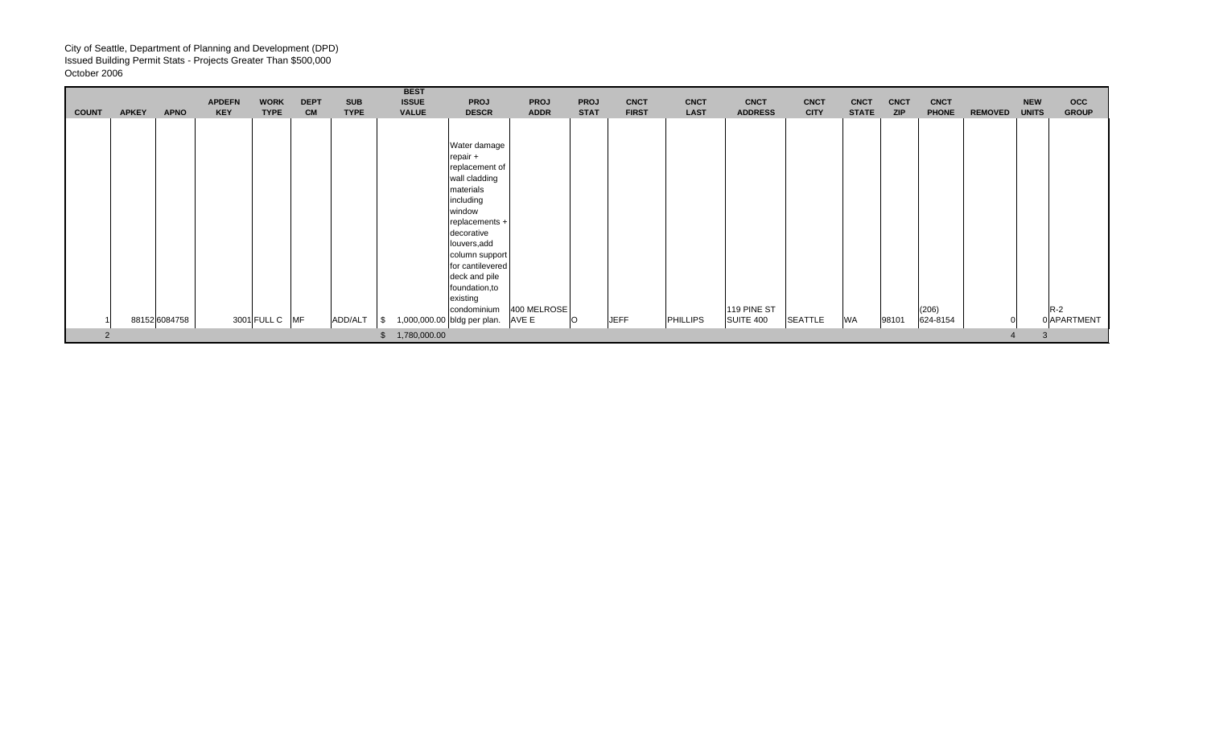City of Seattle, Department of Planning and Development (DPD)
Issued Building Permit Stats - Projects Greater Than $500,000
October 2006

| COUNT | APKEY | APNO | APDEFN KEY | WORK TYPE | DEPT CM | SUB TYPE | BEST ISSUE VALUE | PROJ DESCR | PROJ ADDR | PROJ STAT | CNCT FIRST | CNCT LAST | CNCT ADDRESS | CNCT CITY | CNCT STATE | CNCT ZIP | CNCT PHONE | REMOVED | NEW UNITS | OCC GROUP |
|---|---|---|---|---|---|---|---|---|---|---|---|---|---|---|---|---|---|---|---|---|
| 1 | 88152 | 6084758 | 3001 | FULL C | MF | ADD/ALT | $ 1,000,000.00 | Water damage repair + replacement of wall cladding materials including window replacements + decorative louvers,add column support for cantilevered deck and pile foundation,to existing condominium bldg per plan. | 400 MELROSE AVE E | O | JEFF | PHILLIPS | 119 PINE ST SUITE 400 | SEATTLE | WA | 98101 | (206) 624-8154 | 0 | 0 | R-2 APARTMENT |
| 2 | | | | | | | $ 1,780,000.00 | | | | | | | | | | | 4 | 3 | |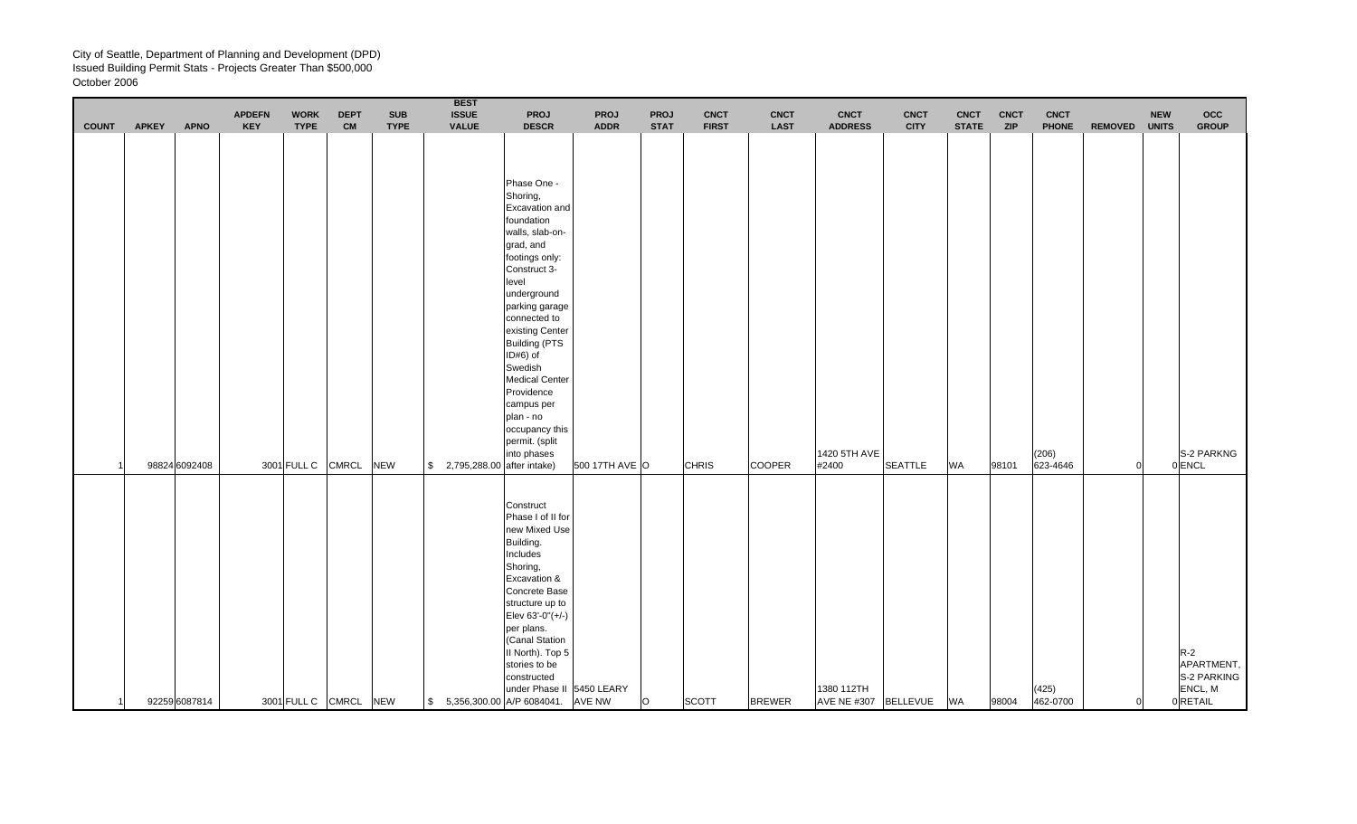City of Seattle, Department of Planning and Development (DPD)
Issued Building Permit Stats - Projects Greater Than $500,000
October 2006

| COUNT | APKEY | APNO | APDEFN KEY | WORK TYPE | DEPT CM | SUB TYPE | BEST ISSUE VALUE | PROJ DESCR | PROJ ADDR | PROJ STAT | CNCT FIRST | CNCT LAST | CNCT ADDRESS | CNCT CITY | CNCT STATE | CNCT ZIP | CNCT PHONE | REMOVED | NEW UNITS | OCC GROUP |
|---|---|---|---|---|---|---|---|---|---|---|---|---|---|---|---|---|---|---|---|---|
| 1 | 98824 | 6092408 | 3001 | FULL C | CMRCL | NEW | $ 2,795,288.00 | Phase One - Shoring, Excavation and foundation walls, slab-on-grad, and footings only: Construct 3-level underground parking garage connected to existing Center Building (PTS ID#6) of Swedish Medical Center Providence campus per plan - no occupancy this permit. (split into phases after intake) | 500 17TH AVE | O | CHRIS | COOPER | 1420 5TH AVE #2400 | SEATTLE | WA | 98101 | (206) 623-4646 | 0 | 0 | S-2 PARKNG ENCL |
| 1 | 92259 | 6087814 | 3001 | FULL C | CMRCL | NEW | $ 5,356,300.00 | Construct Phase I of II for new Mixed Use Building. Includes Shoring, Excavation & Concrete Base structure up to Elev 63'-0"(+/-) per plans. (Canal Station II North). Top 5 stories to be constructed under Phase II A/P 6084041. | 5450 LEARY AVE NW | O | SCOTT | BREWER | 1380 112TH AVE NE #307 | BELLEVUE | WA | 98004 | (425) 462-0700 | 0 | 0 | R-2 APARTMENT, S-2 PARKING ENCL, M RETAIL |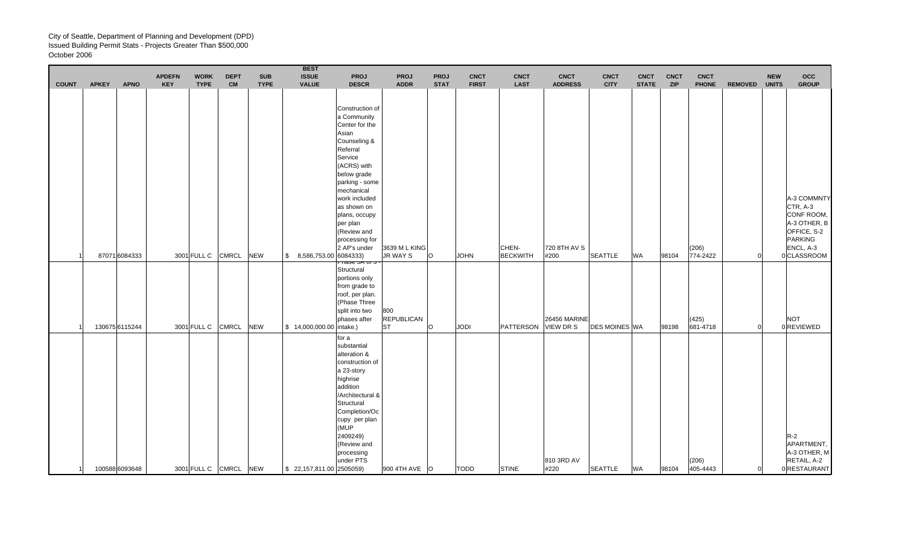City of Seattle, Department of Planning and Development (DPD)
Issued Building Permit Stats - Projects Greater Than $500,000
October 2006

| COUNT | APKEY | APNO | APDEFN KEY | WORK TYPE | DEPT CM | SUB TYPE | BEST ISSUE VALUE | PROJ DESCR | PROJ ADDR | PROJ STAT | CNCT FIRST | CNCT LAST | CNCT ADDRESS | CNCT CITY | CNCT STATE | CNCT ZIP | CNCT PHONE | REMOVED | NEW UNITS | OCC GROUP |
|---|---|---|---|---|---|---|---|---|---|---|---|---|---|---|---|---|---|---|---|---|
| 1 | 87071 | 6084333 | 3001 | FULL C | CMRCL | NEW | $ 8,586,753.00 | Construction of a Community Center for the Asian Counseling & Referral Service (ACRS) with below grade parking - some mechanical work included as shown on plans, occupy per plan (Review and processing for 2 AP's under 6084333) | 3639 M L KING JR WAY S | O | JOHN | CHEN-BECKWITH | 720 8TH AV S #200 | SEATTLE | WA | 98104 | (206) 774-2422 | 0 | 0 | A-3 COMMNTY CTR, A-3 CONF ROOM, A-3 OTHER, B OFFICE, S-2 PARKING ENCL, A-3 CLASSROOM |
| 1 | 130675 | 6115244 | 3001 | FULL C | CMRCL | NEW | $ 14,000,000.00 | Phase 3A of 3 - Structural portions only from grade to roof, per plan. (Phase Three split into two phases after intake.) | 800 REPUBLICAN ST | O | JODI | PATTERSON | 26456 MARINE VIEW DR S | DES MOINES | WA | 98198 | (425) 681-4718 | 0 | 0 | NOT REVIEWED |
| 1 | 100588 | 6093648 | 3001 | FULL C | CMRCL | NEW | $ 22,157,811.00 | for a substantial alteration & construction of a 23-story highrise addition /Architectural & Structural Completion/Occupy per plan (MUP 2409249) (Review and processing under PTS 2505059) | 900 4TH AVE | O | TODD | STINE | 810 3RD AV #220 | SEATTLE | WA | 98104 | (206) 405-4443 | 0 | 0 | R-2 APARTMENT, A-3 OTHER, M RETAIL, A-2 RESTAURANT |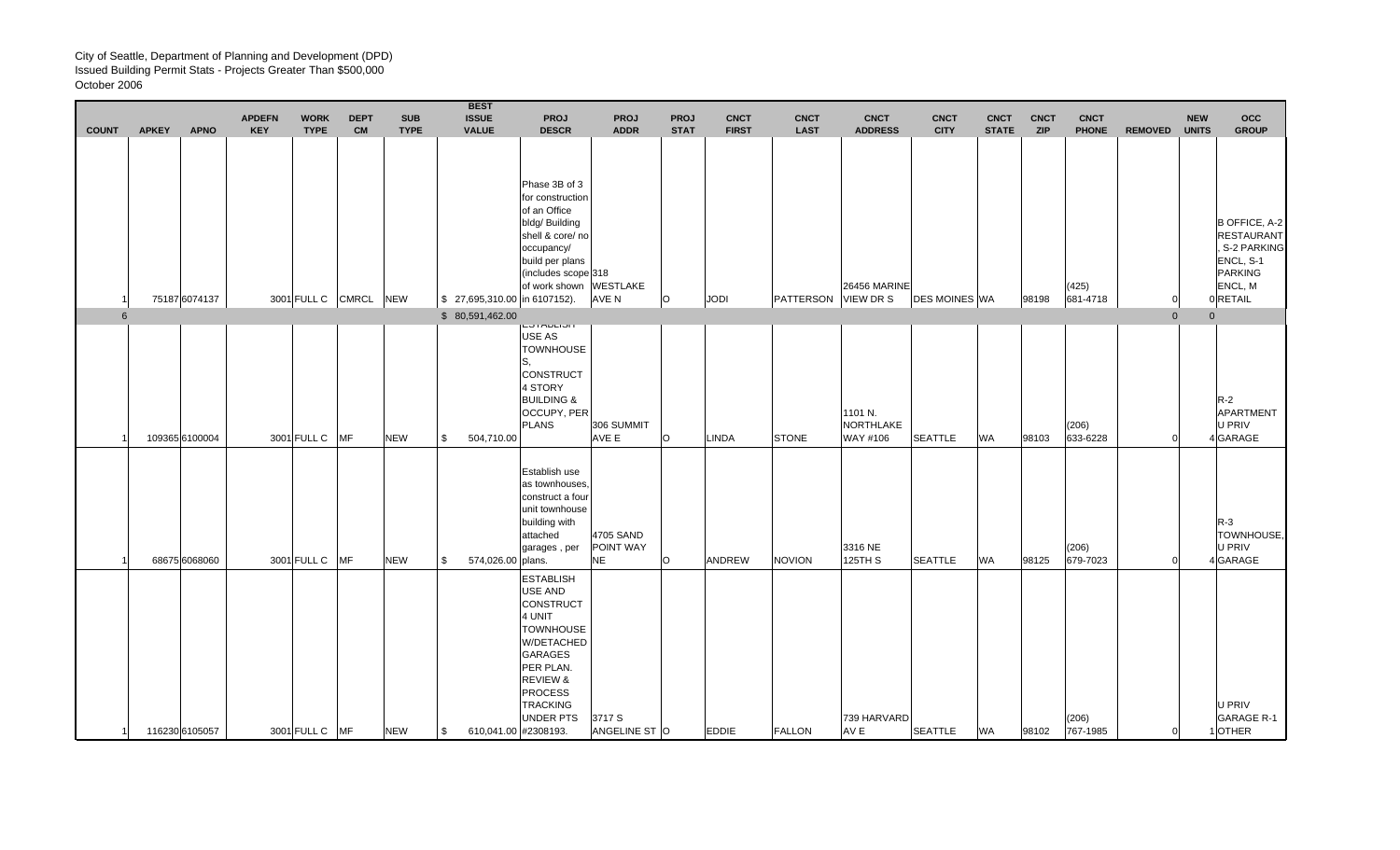City of Seattle, Department of Planning and Development (DPD)
Issued Building Permit Stats - Projects Greater Than $500,000
October 2006

| COUNT | APKEY | APNO | APDEFN KEY | WORK TYPE | DEPT CM | SUB TYPE | BEST ISSUE VALUE | PROJ DESCR | PROJ ADDR | PROJ STAT | CNCT FIRST | CNCT LAST | CNCT ADDRESS | CNCT CITY | CNCT STATE | CNCT ZIP | CNCT PHONE | REMOVED | NEW UNITS | OCC GROUP |
|---|---|---|---|---|---|---|---|---|---|---|---|---|---|---|---|---|---|---|---|---|
| 1 | 75187 | 6074137 | 3001 | FULL C | CMRCL | NEW | $ 27,695,310.00 | Phase 3B of 3 for construction of an Office bldg/ Building shell & core/ no occupancy/ build per plans (includes scope of work shown in 6107152). | 318 WESTLAKE AVE N | O | JODI | PATTERSON | 26456 MARINE VIEW DR S | DES MOINES | WA | 98198 | (425) 681-4718 | 0 | 0 | B OFFICE, A-2 RESTAURANT, S-2 PARKING ENCL, S-1 PARKING ENCL, M RETAIL |
| 6 | | | | | | | $ 80,591,462.00 | | | | | | | | | | | 0 | 0 | |
| 1 | 109365 | 6100004 | 3001 | FULL C | MF | NEW | $ 504,710.00 | ESTABLISH USE AS TOWNHOUSES, CONSTRUCT 4 STORY BUILDING & OCCUPY, PER PLANS | 306 SUMMIT AVE E | O | LINDA | STONE | 1101 N. NORTHLAKE WAY #106 | SEATTLE | WA | 98103 | (206) 633-6228 | 0 | 4 | R-2 APARTMENT U PRIV GARAGE |
| 1 | 68675 | 6068060 | 3001 | FULL C | MF | NEW | $ 574,026.00 | Establish use as townhouses, construct a four unit townhouse building with attached garages , per plans. | 4705 SAND POINT WAY NE | O | ANDREW | NOVION | 3316 NE 125TH S | SEATTLE | WA | 98125 | (206) 679-7023 | 0 | 4 | R-3 TOWNHOUSE, U PRIV GARAGE |
| 1 | 116230 | 6105057 | 3001 | FULL C | MF | NEW | $ 610,041.00 | ESTABLISH USE AND CONSTRUCT 4 UNIT TOWNHOUSE W/DETACHED GARAGES PER PLAN. REVIEW & PROCESS TRACKING UNDER PTS #2308193. | 3717 S ANGELINE ST | O | EDDIE | FALLON | 739 HARVARD AV E | SEATTLE | WA | 98102 | (206) 767-1985 | 0 | 1 | U PRIV GARAGE R-1 OTHER |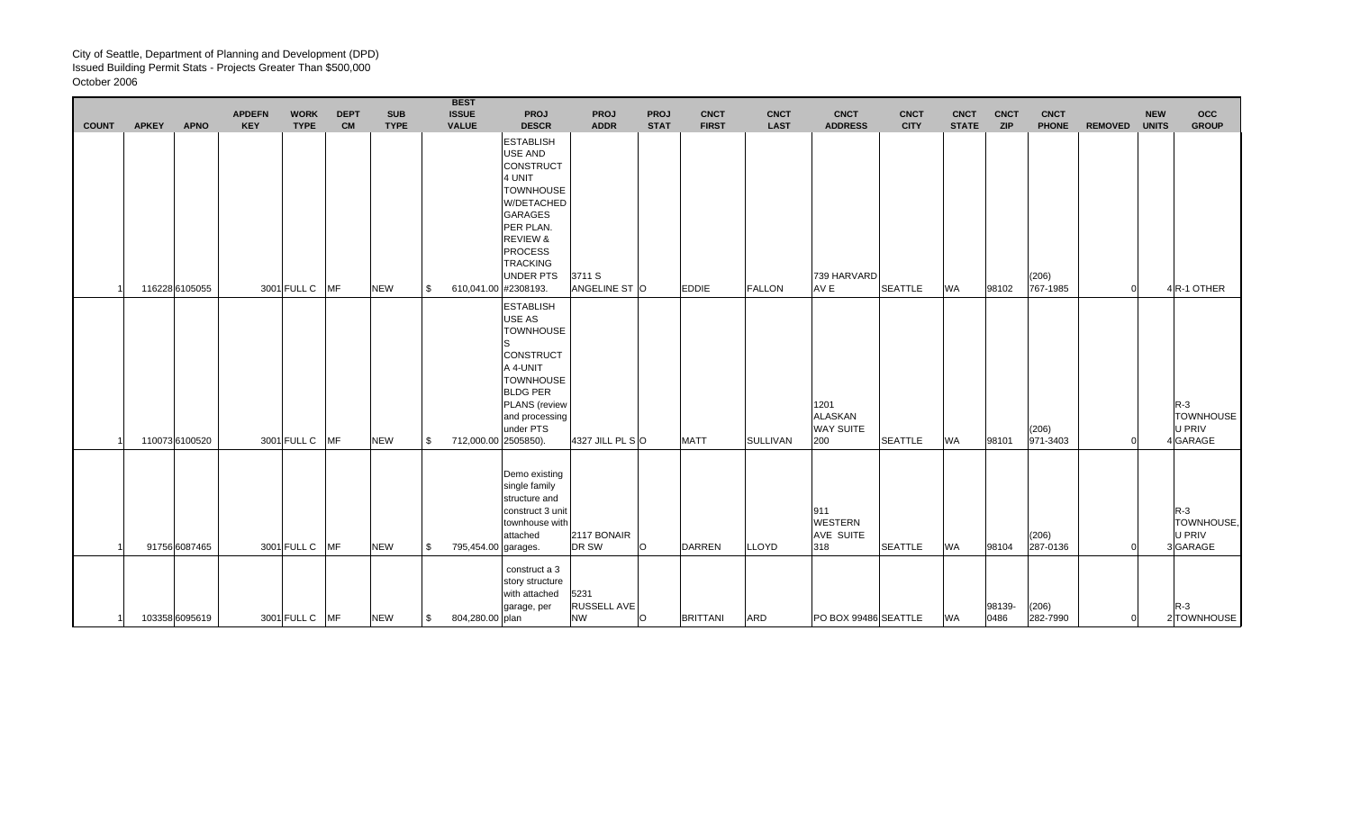City of Seattle, Department of Planning and Development (DPD)
Issued Building Permit Stats - Projects Greater Than $500,000
October 2006

| COUNT | APKEY | APNO | APDEFN KEY | WORK TYPE | DEPT CM | SUB TYPE | BEST ISSUE VALUE | PROJ DESCR | PROJ ADDR | PROJ STAT | CNCT FIRST | CNCT LAST | CNCT ADDRESS | CNCT CITY | CNCT STATE | CNCT ZIP | CNCT PHONE | REMOVED | NEW UNITS | OCC GROUP |
|---|---|---|---|---|---|---|---|---|---|---|---|---|---|---|---|---|---|---|---|---|
| 1 | 116228 | 6105055 | 3001 | FULL C | MF | NEW | $ 610,041.00 | ESTABLISH USE AND CONSTRUCT 4 UNIT TOWNHOUSE W/DETACHED GARAGES PER PLAN. REVIEW & PROCESS TRACKING UNDER PTS #2308193. | 3711 S ANGELINE ST | O | EDDIE | FALLON | 739 HARVARD AV E | SEATTLE | WA | 98102 | (206) 767-1985 | 0 | 4 | R-1 OTHER |
| 1 | 110073 | 6100520 | 3001 | FULL C | MF | NEW | $ 712,000.00 | ESTABLISH USE AS TOWNHOUSES CONSTRUCT A 4-UNIT TOWNHOUSE BLDG PER PLANS (review and processing under PTS 2505850). | 4327 JILL PL S | O | MATT | SULLIVAN | 1201 ALASKAN WAY SUITE 200 | SEATTLE | WA | 98101 | (206) 971-3403 | 0 | 4 | R-3 TOWNHOUSE U PRIV GARAGE |
| 1 | 91756 | 6087465 | 3001 | FULL C | MF | NEW | $ 795,454.00 | Demo existing single family structure and construct 3 unit townhouse with attached garages. | 2117 BONAIR DR SW | O | DARREN | LLOYD | 911 WESTERN AVE SUITE 318 | SEATTLE | WA | 98104 | (206) 287-0136 | 0 | 3 | R-3 TOWNHOUSE, U PRIV GARAGE |
| 1 | 103358 | 6095619 | 3001 | FULL C | MF | NEW | $ 804,280.00 | construct a 3 story structure with attached garage, per plan | 5231 RUSSELL AVE NW | O | BRITTANI | ARD | PO BOX 99486 | SEATTLE | WA | 98139-0486 | (206) 282-7990 | 0 | 2 | R-3 TOWNHOUSE |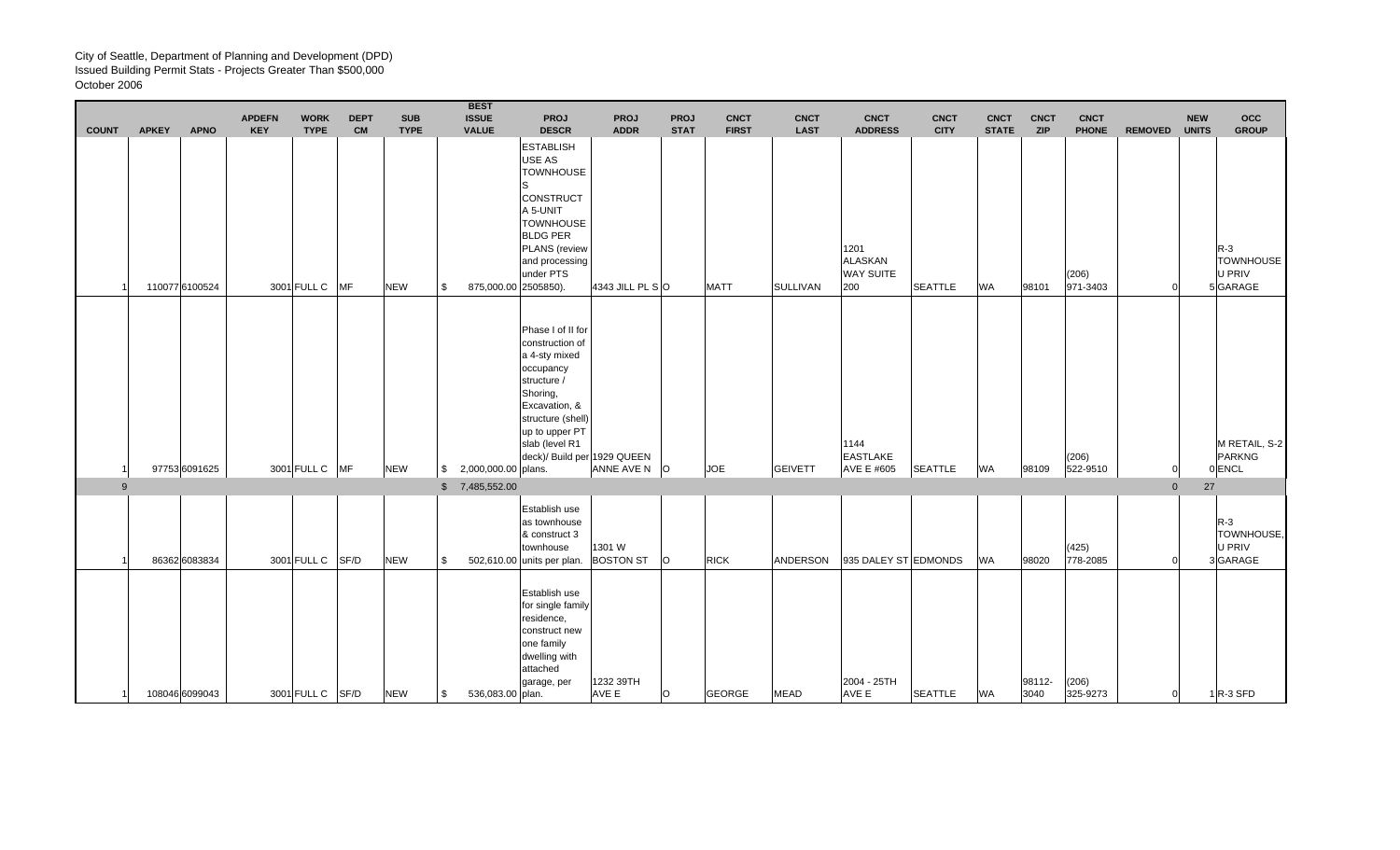City of Seattle, Department of Planning and Development (DPD)
Issued Building Permit Stats - Projects Greater Than $500,000
October 2006

| COUNT | APKEY | APNO | APDEFN KEY | WORK TYPE | DEPT CM | SUB TYPE | BEST ISSUE VALUE | PROJ DESCR | PROJ ADDR | PROJ STAT | CNCT FIRST | CNCT LAST | CNCT ADDRESS | CNCT CITY | CNCT STATE | CNCT ZIP | CNCT PHONE | REMOVED | NEW UNITS | OCC GROUP |
|---|---|---|---|---|---|---|---|---|---|---|---|---|---|---|---|---|---|---|---|---|
| 1 | 110077 | 6100524 | 3001 | FULL C | MF | NEW | $ 875,000.00 | ESTABLISH USE AS TOWNHOUSES CONSTRUCT A 5-UNIT TOWNHOUSE BLDG PER PLANS (review and processing under PTS 2505850). | 4343 JILL PL S | O | MATT | SULLIVAN | 1201 ALASKAN WAY SUITE 200 | SEATTLE | WA | 98101 | (206) 971-3403 | 0 | 5 | R-3 TOWNHOUSE U PRIV GARAGE |
| 1 | 97753 | 6091625 | 3001 | FULL C | MF | NEW | $ 2,000,000.00 | Phase I of II for construction of a 4-sty mixed occupancy structure / Shoring, Excavation, & structure (shell) up to upper PT slab (level R1 deck)/ Build per plans. | 1929 QUEEN ANNE AVE N | O | JOE | GEIVETT | 1144 EASTLAKE AVE E #605 | SEATTLE | WA | 98109 | (206) 522-9510 | 0 | 0 | M RETAIL, S-2 PARKNG ENCL |
| 9 | | | | | | | $ 7,485,552.00 | | | | | | | | | | | 0 | 27 | |
| 1 | 86362 | 6083834 | 3001 | FULL C | SF/D | NEW | $ 502,610.00 | Establish use as townhouse & construct 3 townhouse units per plan. | 1301 W BOSTON ST | O | RICK | ANDERSON | 935 DALEY ST | EDMONDS | WA | 98020 | (425) 778-2085 | 0 | 3 | R-3 TOWNHOUSE, U PRIV GARAGE |
| 1 | 108046 | 6099043 | 3001 | FULL C | SF/D | NEW | $ 536,083.00 | Establish use for single family residence, construct new one family dwelling with attached garage, per plan. | 1232 39TH AVE E | O | GEORGE | MEAD | 2004 - 25TH AVE E | SEATTLE | WA | 98112-3040 | (206) 325-9273 | 0 | 1 | R-3 SFD |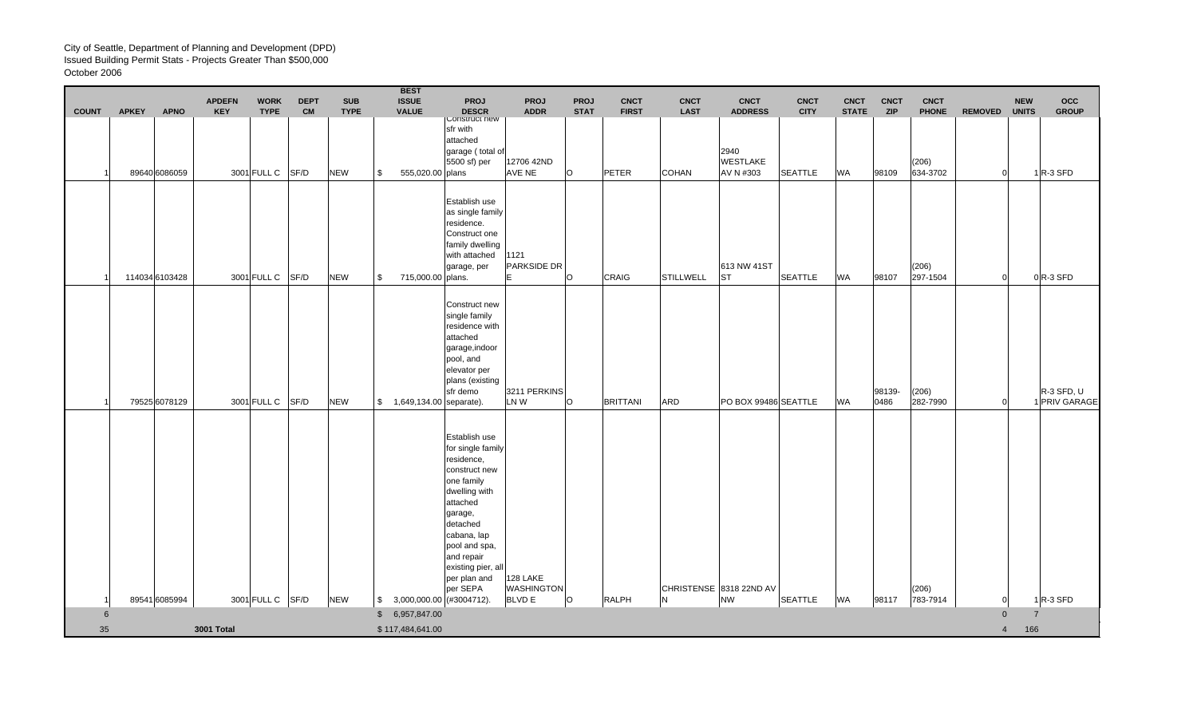City of Seattle, Department of Planning and Development (DPD)
Issued Building Permit Stats - Projects Greater Than $500,000
October 2006

| COUNT | APKEY | APNO | APDEFN KEY | WORK TYPE | DEPT CM | SUB TYPE | BEST ISSUE VALUE | PROJ DESCR | PROJ ADDR | PROJ STAT | CNCT FIRST | CNCT LAST | CNCT ADDRESS | CNCT CITY | CNCT STATE | CNCT ZIP | CNCT PHONE | REMOVED | NEW UNITS | OCC GROUP |
|---|---|---|---|---|---|---|---|---|---|---|---|---|---|---|---|---|---|---|---|---|
| 1 | 89640 | 6086059 | 3001 | FULL C | SF/D | NEW | $ 555,020.00 | Construct new sfr with attached garage ( total of 5500 sf) per plans | 12706 42ND AVE NE | O | PETER | COHAN | 2940 WESTLAKE AV N #303 | SEATTLE | WA | 98109 | (206) 634-3702 | 0 | 1 | R-3 SFD |
| 1 | 114034 | 6103428 | 3001 | FULL C | SF/D | NEW | $ 715,000.00 | Establish use as single family residence. Construct one family dwelling with attached garage, per plans. | 1121 PARKSIDE DR E | O | CRAIG | STILLWELL | 613 NW 41ST ST | SEATTLE | WA | 98107 | (206) 297-1504 | 0 | 0 | R-3 SFD |
| 1 | 79525 | 6078129 | 3001 | FULL C | SF/D | NEW | $ 1,649,134.00 | Construct new single family residence with attached garage,indoor pool, and elevator per plans (existing sfr demo separate). | 3211 PERKINS LN W | O | BRITTANI | ARD | PO BOX 99486 | SEATTLE | WA | 98139-0486 | (206) 282-7990 | 0 | 1 | R-3 SFD, U PRIV GARAGE |
| 1 | 89541 | 6085994 | 3001 | FULL C | SF/D | NEW | $ 3,000,000.00 | Establish use for single family residence, construct new one family dwelling with attached garage, detached cabana, lap pool and spa, and repair existing pier, all per plan and per SEPA (#3004712). | 128 LAKE WASHINGTON BLVD E | O | RALPH | CHRISTENSEN | 8318 22ND AV NW | SEATTLE | WA | 98117 | (206) 783-7914 | 0 | 1 | R-3 SFD |
| 6 | | | | | | | $ 6,957,847.00 | | | | | | | | | | | 0 | 7 | |
| 35 | | | 3001 Total | | | | $ 117,484,641.00 | | | | | | | | | | | 4 | 166 | |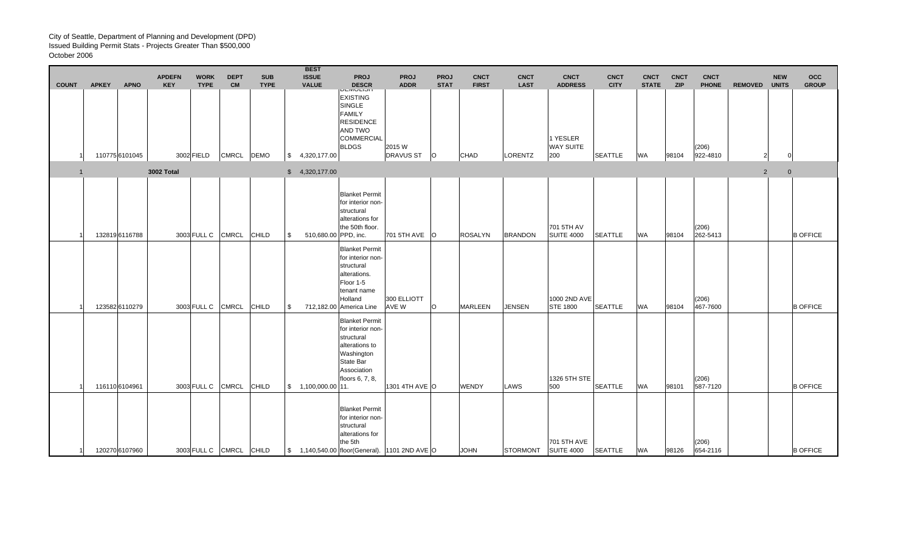City of Seattle, Department of Planning and Development (DPD)
Issued Building Permit Stats - Projects Greater Than $500,000
October 2006

| COUNT | APKEY | APNO | APDEFN KEY | WORK TYPE | DEPT CM | SUB TYPE | BEST ISSUE VALUE | PROJ DESCR | PROJ ADDR | PROJ STAT | CNCT FIRST | CNCT LAST | CNCT ADDRESS | CNCT CITY | CNCT STATE | CNCT ZIP | CNCT PHONE | REMOVED | NEW UNITS | OCC GROUP |
|---|---|---|---|---|---|---|---|---|---|---|---|---|---|---|---|---|---|---|---|---|
| 1 | 110775 | 6101045 | 3002 | FIELD | CMRCL | DEMO | $ 4,320,177.00 | DEMOLISH EXISTING SINGLE FAMILY RESIDENCE AND TWO COMMERCIAL BLDGS | 2015 W DRAVUS ST | O | CHAD | LORENTZ | 1 YESLER WAY SUITE 200 | SEATTLE | WA | 98104 | (206) 922-4810 | 2 | 0 | |
| 1 | | | 3002 Total | | | | $ 4,320,177.00 | | | | | | | | | | | 2 | 0 | |
| 1 | 132819 | 6116788 | 3003 | FULL C | CMRCL | CHILD | $ 510,680.00 | Blanket Permit for interior non-structural alterations for the 50th floor. PPD, inc. | 701 5TH AVE | O | ROSALYN | BRANDON | 701 5TH AV SUITE 4000 | SEATTLE | WA | 98104 | (206) 262-5413 | | | B OFFICE |
| 1 | 123582 | 6110279 | 3003 | FULL C | CMRCL | CHILD | $ 712,182.00 | Blanket Permit for interior non-structural alterations. Floor 1-5 tenant name Holland America Line | 300 ELLIOTT AVE W | O | MARLEEN | JENSEN | 1000 2ND AVE STE 1800 | SEATTLE | WA | 98104 | (206) 467-7600 | | | B OFFICE |
| 1 | 116110 | 6104961 | 3003 | FULL C | CMRCL | CHILD | $ 1,100,000.00 | Blanket Permit for interior non-structural alterations to Washington State Bar Association floors 6, 7, 8, 11. | 1301 4TH AVE | O | WENDY | LAWS | 1326 5TH STE 500 | SEATTLE | WA | 98101 | (206) 587-7120 | | | B OFFICE |
| 1 | 120270 | 6107960 | 3003 | FULL C | CMRCL | CHILD | $ 1,140,540.00 | Blanket Permit for interior non-structural alterations for the 5th floor(General). | 1101 2ND AVE | O | JOHN | STORMONT | 701 5TH AVE SUITE 4000 | SEATTLE | WA | 98126 | (206) 654-2116 | | | B OFFICE |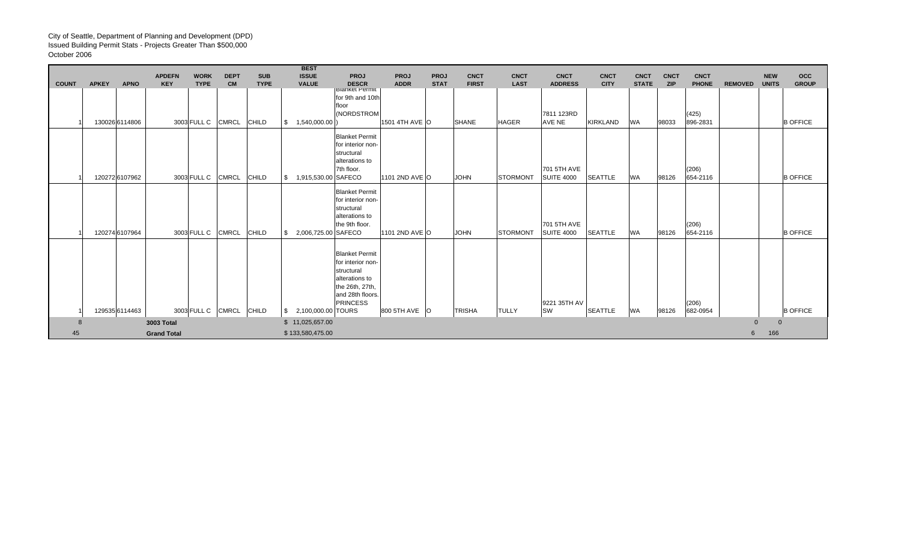City of Seattle, Department of Planning and Development (DPD)
Issued Building Permit Stats - Projects Greater Than $500,000
October 2006

| COUNT | APKEY | APNO | APDEFN KEY | WORK TYPE | DEPT CM | SUB TYPE | BEST ISSUE VALUE | PROJ DESCR | PROJ ADDR | PROJ STAT | CNCT FIRST | CNCT LAST | CNCT ADDRESS | CNCT CITY | CNCT STATE | CNCT ZIP | CNCT PHONE | REMOVED | NEW UNITS | OCC GROUP |
|---|---|---|---|---|---|---|---|---|---|---|---|---|---|---|---|---|---|---|---|---|
| 1 | 130026 | 6114806 | 3003 | FULL C | CMRCL | CHILD | $ 1,540,000.00 | Blanket Permit for 9th and 10th floor (NORDSTROM) | 1501 4TH AVE | O | SHANE | HAGER | 7811 123RD AVE NE | KIRKLAND | WA | 98033 | (425) 896-2831 | | | B OFFICE |
| 1 | 120272 | 6107962 | 3003 | FULL C | CMRCL | CHILD | $ 1,915,530.00 | Blanket Permit for interior non-structural alterations to 7th floor. SAFECO | 1101 2ND AVE | O | JOHN | STORMONT | 701 5TH AVE SUITE 4000 | SEATTLE | WA | 98126 | (206) 654-2116 | | | B OFFICE |
| 1 | 120274 | 6107964 | 3003 | FULL C | CMRCL | CHILD | $ 2,006,725.00 | Blanket Permit for interior non-structural alterations to the 9th floor. SAFECO | 1101 2ND AVE | O | JOHN | STORMONT | 701 5TH AVE SUITE 4000 | SEATTLE | WA | 98126 | (206) 654-2116 | | | B OFFICE |
| 1 | 129535 | 6114463 | 3003 | FULL C | CMRCL | CHILD | $ 2,100,000.00 | Blanket Permit for interior non-structural alterations to the 26th, 27th, and 28th floors. PRINCESS TOURS | 800 5TH AVE | O | TRISHA | TULLY | 9221 35TH AV SW | SEATTLE | WA | 98126 | (206) 682-0954 | | | B OFFICE |
| 8 | | | 3003 Total | | | | $ 11,025,657.00 | | | | | | | | | | | 0 | 0 | |
| 45 | | | Grand Total | | | | $ 133,580,475.00 | | | | | | | | | | | 6 | 166 | |